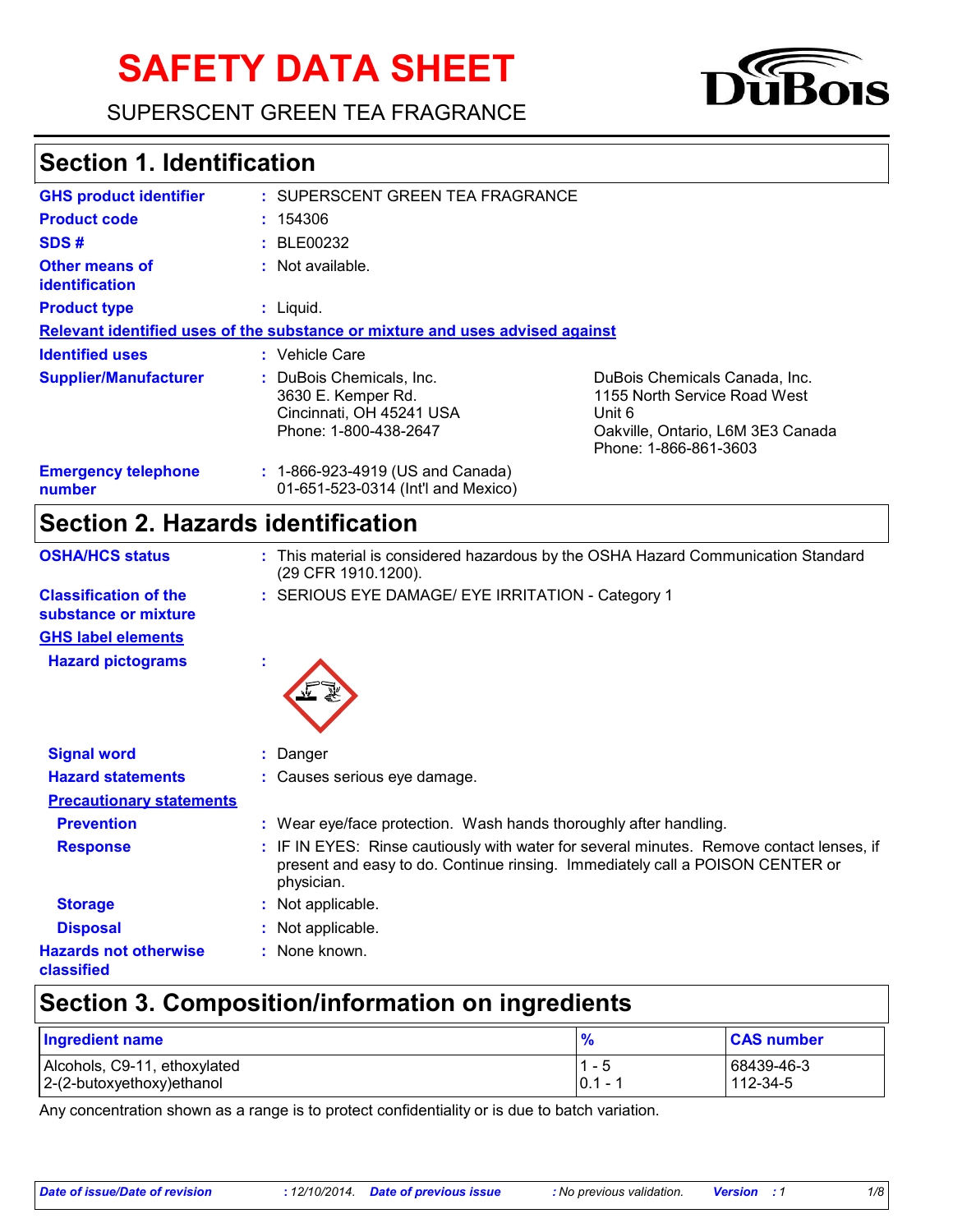# SAFETY DATA SHEET

SUPERSCENT GREEN TEA FRAGRANCE

DuBois

## Section 1. Identification

**GHS product identifier** : SUPERSCENT GREEN TEA FRAGRANCE

**Product code** : 154306

**SDS #** : BLE00232

**Other means of identification** : Not available.

**Product type** : Liquid.

**Relevant identified uses of the substance or mixture and uses advised against**

**Identified uses** : Vehicle Care

**Supplier/Manufacturer** :

DuBois Chemicals, Inc.
3630 E. Kemper Rd.
Cincinnati, OH 45241 USA
Phone: 1-800-438-2647

DuBois Chemicals Canada, Inc.
1155 North Service Road West
Unit 6
Oakville, Ontario, L6M 3E3 Canada
Phone: 1-866-861-3603

**Emergency telephone number** : 1-866-923-4919 (US and Canada)
01-651-523-0314 (Int'l and Mexico)

## Section 2. Hazards identification

**OSHA/HCS status** : This material is considered hazardous by the OSHA Hazard Communication Standard (29 CFR 1910.1200).

**Classification of the substance or mixture** : SERIOUS EYE DAMAGE/ EYE IRRITATION - Category 1

**GHS label elements**

**Hazard pictograms** :

**Signal word** : Danger

**Hazard statements** : Causes serious eye damage.

**Precautionary statements**

**Prevention** : Wear eye/face protection. Wash hands thoroughly after handling.

**Response** : IF IN EYES: Rinse cautiously with water for several minutes. Remove contact lenses, if present and easy to do. Continue rinsing. Immediately call a POISON CENTER or physician.

**Storage** : Not applicable.

**Disposal** : Not applicable.

**Hazards not otherwise classified** : None known.

## Section 3. Composition/information on ingredients

| Ingredient name | % | CAS number |
|---|---|---|
| Alcohols, C9-11, ethoxylated | 1 - 5 | 68439-46-3 |
| 2-(2-butoxyethoxy)ethanol | 0.1 - 1 | 112-34-5 |

Any concentration shown as a range is to protect confidentiality or is due to batch variation.

*Date of issue/Date of revision* : 12/10/2014. *Date of previous issue* : No previous validation. *Version* : 1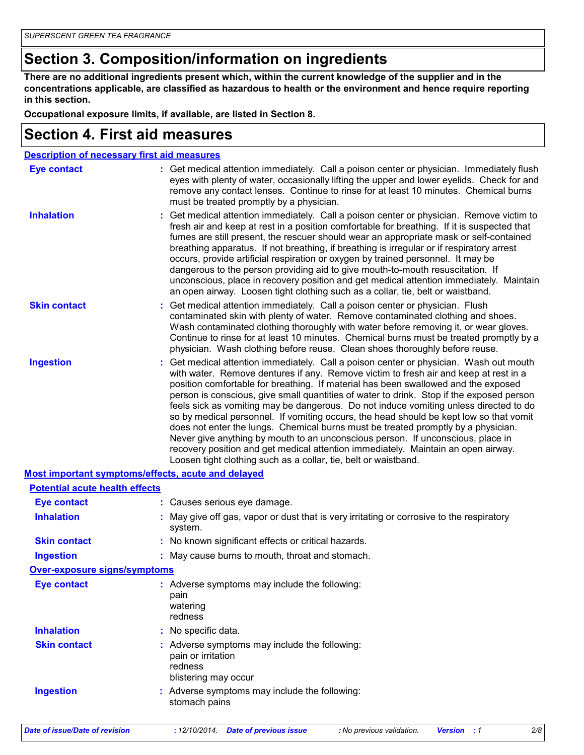# Section 3. Composition/information on ingredients

**There are no additional ingredients present which, within the current knowledge of the supplier and in the concentrations applicable, are classified as hazardous to health or the environment and hence require reporting in this section.**

**Occupational exposure limits, if available, are listed in Section 8.**

# Section 4. First aid measures

### Description of necessary first aid measures

**Eye contact** : Get medical attention immediately. Call a poison center or physician. Immediately flush eyes with plenty of water, occasionally lifting the upper and lower eyelids. Check for and remove any contact lenses. Continue to rinse for at least 10 minutes. Chemical burns must be treated promptly by a physician.

**Inhalation** : Get medical attention immediately. Call a poison center or physician. Remove victim to fresh air and keep at rest in a position comfortable for breathing. If it is suspected that fumes are still present, the rescuer should wear an appropriate mask or self-contained breathing apparatus. If not breathing, if breathing is irregular or if respiratory arrest occurs, provide artificial respiration or oxygen by trained personnel. It may be dangerous to the person providing aid to give mouth-to-mouth resuscitation. If unconscious, place in recovery position and get medical attention immediately. Maintain an open airway. Loosen tight clothing such as a collar, tie, belt or waistband.

**Skin contact** : Get medical attention immediately. Call a poison center or physician. Flush contaminated skin with plenty of water. Remove contaminated clothing and shoes. Wash contaminated clothing thoroughly with water before removing it, or wear gloves. Continue to rinse for at least 10 minutes. Chemical burns must be treated promptly by a physician. Wash clothing before reuse. Clean shoes thoroughly before reuse.

**Ingestion** : Get medical attention immediately. Call a poison center or physician. Wash out mouth with water. Remove dentures if any. Remove victim to fresh air and keep at rest in a position comfortable for breathing. If material has been swallowed and the exposed person is conscious, give small quantities of water to drink. Stop if the exposed person feels sick as vomiting may be dangerous. Do not induce vomiting unless directed to do so by medical personnel. If vomiting occurs, the head should be kept low so that vomit does not enter the lungs. Chemical burns must be treated promptly by a physician. Never give anything by mouth to an unconscious person. If unconscious, place in recovery position and get medical attention immediately. Maintain an open airway. Loosen tight clothing such as a collar, tie, belt or waistband.

### Most important symptoms/effects, acute and delayed

#### Potential acute health effects

**Eye contact** : Causes serious eye damage.

**Inhalation** : May give off gas, vapor or dust that is very irritating or corrosive to the respiratory system.

**Skin contact** : No known significant effects or critical hazards.

**Ingestion** : May cause burns to mouth, throat and stomach.

#### Over-exposure signs/symptoms

**Eye contact** : Adverse symptoms may include the following:
pain
watering
redness

**Inhalation** : No specific data.

**Skin contact** : Adverse symptoms may include the following:
pain or irritation
redness
blistering may occur

**Ingestion** : Adverse symptoms may include the following:
stomach pains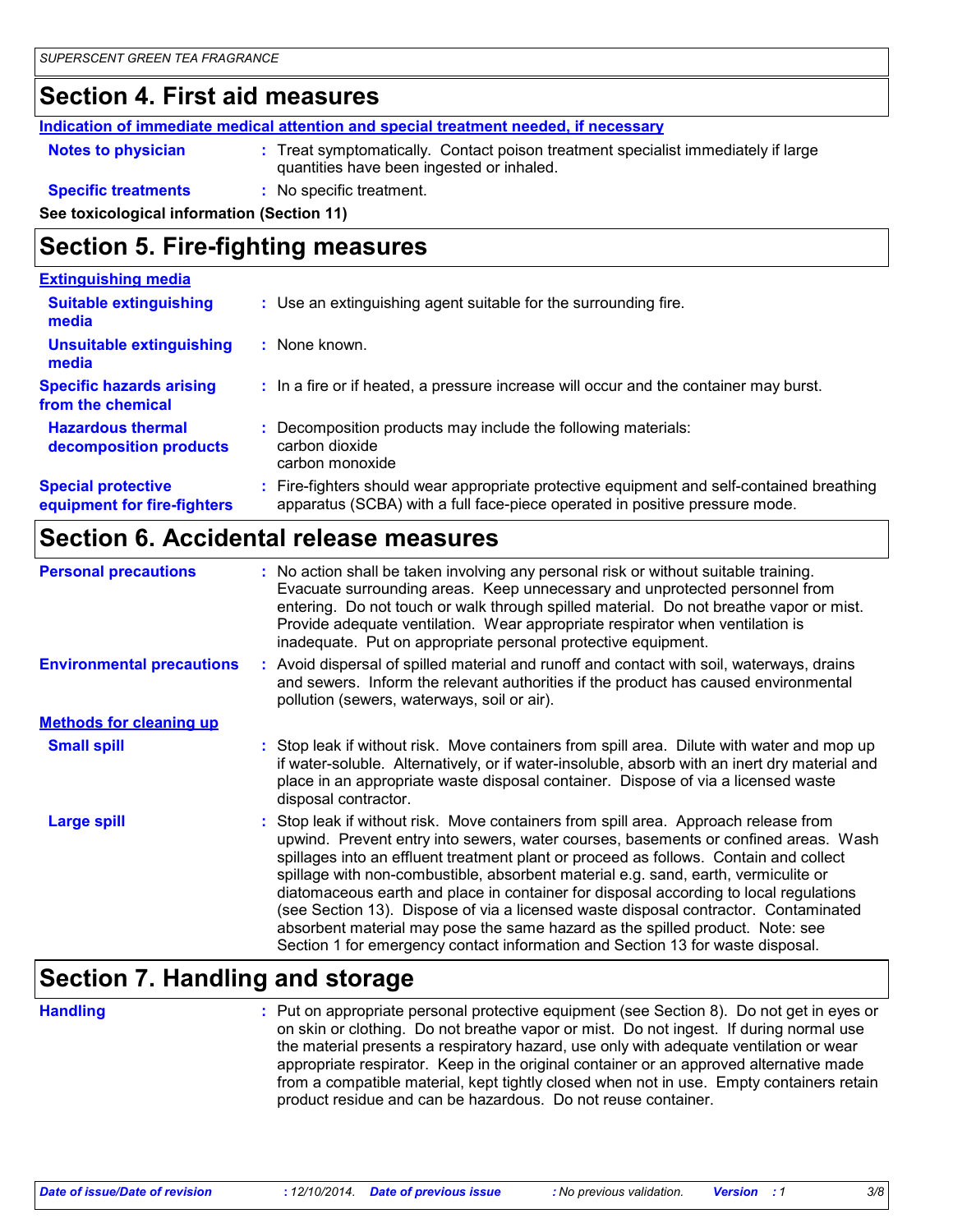## Section 4. First aid measures

**Indication of immediate medical attention and special treatment needed, if necessary**

**Notes to physician** : Treat symptomatically. Contact poison treatment specialist immediately if large quantities have been ingested or inhaled.

**Specific treatments** : No specific treatment.

**See toxicological information (Section 11)**

## Section 5. Fire-fighting measures

**Extinguishing media**

**Suitable extinguishing media** : Use an extinguishing agent suitable for the surrounding fire.

**Unsuitable extinguishing media** : None known.

**Specific hazards arising from the chemical** : In a fire or if heated, a pressure increase will occur and the container may burst.

**Hazardous thermal decomposition products** : Decomposition products may include the following materials:
carbon dioxide
carbon monoxide

**Special protective equipment for fire-fighters** : Fire-fighters should wear appropriate protective equipment and self-contained breathing apparatus (SCBA) with a full face-piece operated in positive pressure mode.

## Section 6. Accidental release measures

**Personal precautions** : No action shall be taken involving any personal risk or without suitable training. Evacuate surrounding areas. Keep unnecessary and unprotected personnel from entering. Do not touch or walk through spilled material. Do not breathe vapor or mist. Provide adequate ventilation. Wear appropriate respirator when ventilation is inadequate. Put on appropriate personal protective equipment.

**Environmental precautions** : Avoid dispersal of spilled material and runoff and contact with soil, waterways, drains and sewers. Inform the relevant authorities if the product has caused environmental pollution (sewers, waterways, soil or air).

**Methods for cleaning up**

**Small spill** : Stop leak if without risk. Move containers from spill area. Dilute with water and mop up if water-soluble. Alternatively, or if water-insoluble, absorb with an inert dry material and place in an appropriate waste disposal container. Dispose of via a licensed waste disposal contractor.

**Large spill** : Stop leak if without risk. Move containers from spill area. Approach release from upwind. Prevent entry into sewers, water courses, basements or confined areas. Wash spillages into an effluent treatment plant or proceed as follows. Contain and collect spillage with non-combustible, absorbent material e.g. sand, earth, vermiculite or diatomaceous earth and place in container for disposal according to local regulations (see Section 13). Dispose of via a licensed waste disposal contractor. Contaminated absorbent material may pose the same hazard as the spilled product. Note: see Section 1 for emergency contact information and Section 13 for waste disposal.

## Section 7. Handling and storage

**Handling** : Put on appropriate personal protective equipment (see Section 8). Do not get in eyes or on skin or clothing. Do not breathe vapor or mist. Do not ingest. If during normal use the material presents a respiratory hazard, use only with adequate ventilation or wear appropriate respirator. Keep in the original container or an approved alternative made from a compatible material, kept tightly closed when not in use. Empty containers retain product residue and can be hazardous. Do not reuse container.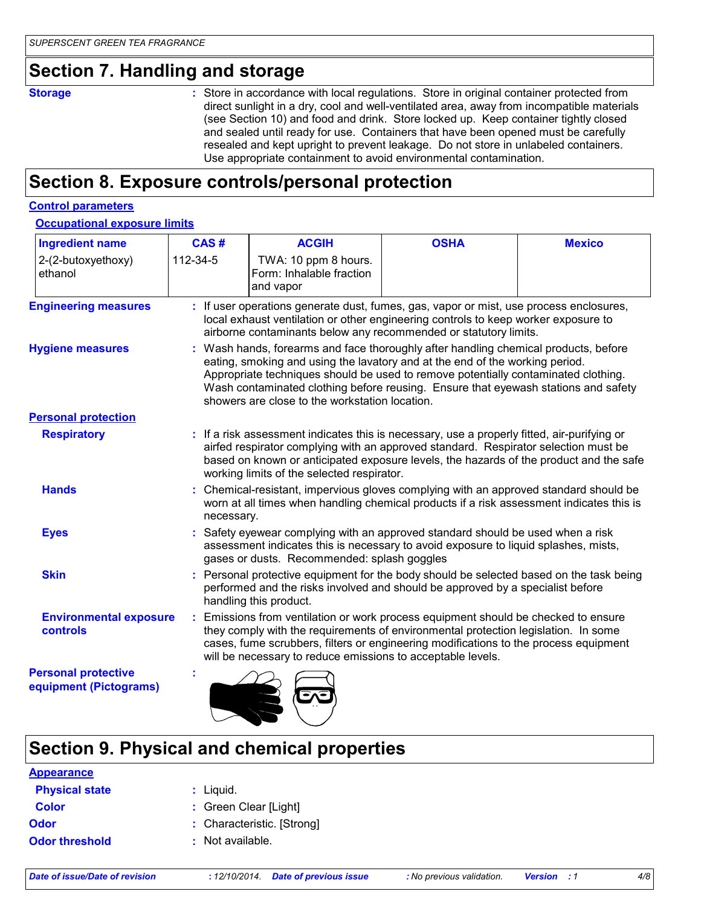## Section 7. Handling and storage

**Storage** : Store in accordance with local regulations. Store in original container protected from direct sunlight in a dry, cool and well-ventilated area, away from incompatible materials (see Section 10) and food and drink. Store locked up. Keep container tightly closed and sealed until ready for use. Containers that have been opened must be carefully resealed and kept upright to prevent leakage. Do not store in unlabeled containers. Use appropriate containment to avoid environmental contamination.

## Section 8. Exposure controls/personal protection

### Control parameters

#### Occupational exposure limits

| Ingredient name | CAS # | ACGIH | OSHA | Mexico |
|---|---|---|---|---|
| 2-(2-butoxyethoxy) ethanol | 112-34-5 | TWA: 10 ppm 8 hours. Form: Inhalable fraction and vapor | | |

**Engineering measures** : If user operations generate dust, fumes, gas, vapor or mist, use process enclosures, local exhaust ventilation or other engineering controls to keep worker exposure to airborne contaminants below any recommended or statutory limits.

**Hygiene measures** : Wash hands, forearms and face thoroughly after handling chemical products, before eating, smoking and using the lavatory and at the end of the working period. Appropriate techniques should be used to remove potentially contaminated clothing. Wash contaminated clothing before reusing. Ensure that eyewash stations and safety showers are close to the workstation location.

### Personal protection

**Respiratory** : If a risk assessment indicates this is necessary, use a properly fitted, air-purifying or airfed respirator complying with an approved standard. Respirator selection must be based on known or anticipated exposure levels, the hazards of the product and the safe working limits of the selected respirator.

**Hands** : Chemical-resistant, impervious gloves complying with an approved standard should be worn at all times when handling chemical products if a risk assessment indicates this is necessary.

**Eyes** : Safety eyewear complying with an approved standard should be used when a risk assessment indicates this is necessary to avoid exposure to liquid splashes, mists, gases or dusts. Recommended: splash goggles

**Skin** : Personal protective equipment for the body should be selected based on the task being performed and the risks involved and should be approved by a specialist before handling this product.

**Environmental exposure controls** : Emissions from ventilation or work process equipment should be checked to ensure they comply with the requirements of environmental protection legislation. In some cases, fume scrubbers, filters or engineering modifications to the process equipment will be necessary to reduce emissions to acceptable levels.

**Personal protective equipment (Pictograms)** :

## Section 9. Physical and chemical properties

### Appearance

**Physical state** : Liquid.

**Color** : Green Clear [Light]

**Odor** : Characteristic. [Strong]

**Odor threshold** : Not available.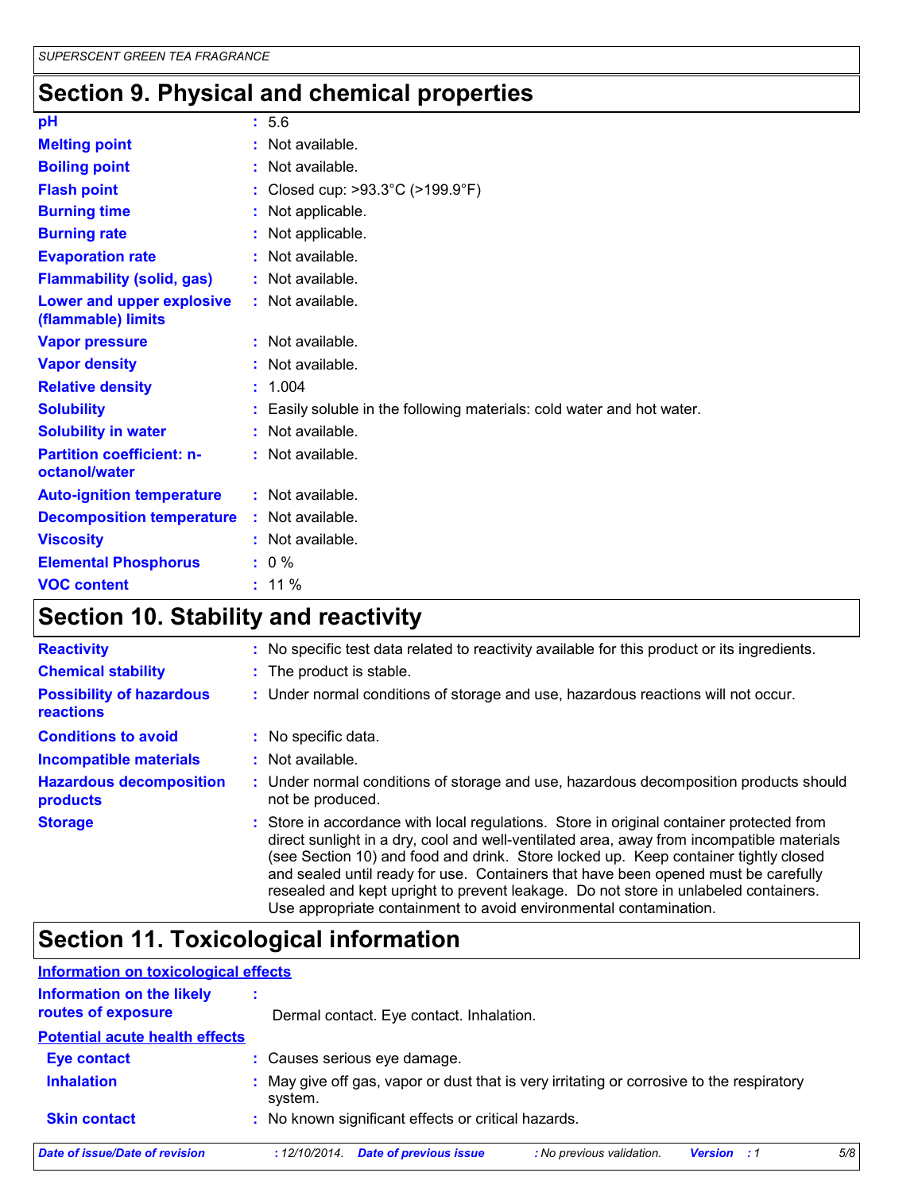## Section 9. Physical and chemical properties

| Property | Value |
| --- | --- |
| **pH** | 5.6 |
| **Melting point** | Not available. |
| **Boiling point** | Not available. |
| **Flash point** | Closed cup: >93.3°C (>199.9°F) |
| **Burning time** | Not applicable. |
| **Burning rate** | Not applicable. |
| **Evaporation rate** | Not available. |
| **Flammability (solid, gas)** | Not available. |
| **Lower and upper explosive (flammable) limits** | Not available. |
| **Vapor pressure** | Not available. |
| **Vapor density** | Not available. |
| **Relative density** | 1.004 |
| **Solubility** | Easily soluble in the following materials: cold water and hot water. |
| **Solubility in water** | Not available. |
| **Partition coefficient: n-octanol/water** | Not available. |
| **Auto-ignition temperature** | Not available. |
| **Decomposition temperature** | Not available. |
| **Viscosity** | Not available. |
| **Elemental Phosphorus** | 0 % |
| **VOC content** | 11 % |

## Section 10. Stability and reactivity

| Property | Value |
| --- | --- |
| **Reactivity** | No specific test data related to reactivity available for this product or its ingredients. |
| **Chemical stability** | The product is stable. |
| **Possibility of hazardous reactions** | Under normal conditions of storage and use, hazardous reactions will not occur. |
| **Conditions to avoid** | No specific data. |
| **Incompatible materials** | Not available. |
| **Hazardous decomposition products** | Under normal conditions of storage and use, hazardous decomposition products should not be produced. |
| **Storage** | Store in accordance with local regulations. Store in original container protected from direct sunlight in a dry, cool and well-ventilated area, away from incompatible materials (see Section 10) and food and drink. Store locked up. Keep container tightly closed and sealed until ready for use. Containers that have been opened must be carefully resealed and kept upright to prevent leakage. Do not store in unlabeled containers. Use appropriate containment to avoid environmental contamination. |

## Section 11. Toxicological information

**Information on toxicological effects**

**Information on the likely routes of exposure** : Dermal contact. Eye contact. Inhalation.

**Potential acute health effects**

| Route | Effect |
| --- | --- |
| **Eye contact** | Causes serious eye damage. |
| **Inhalation** | May give off gas, vapor or dust that is very irritating or corrosive to the respiratory system. |
| **Skin contact** | No known significant effects or critical hazards. |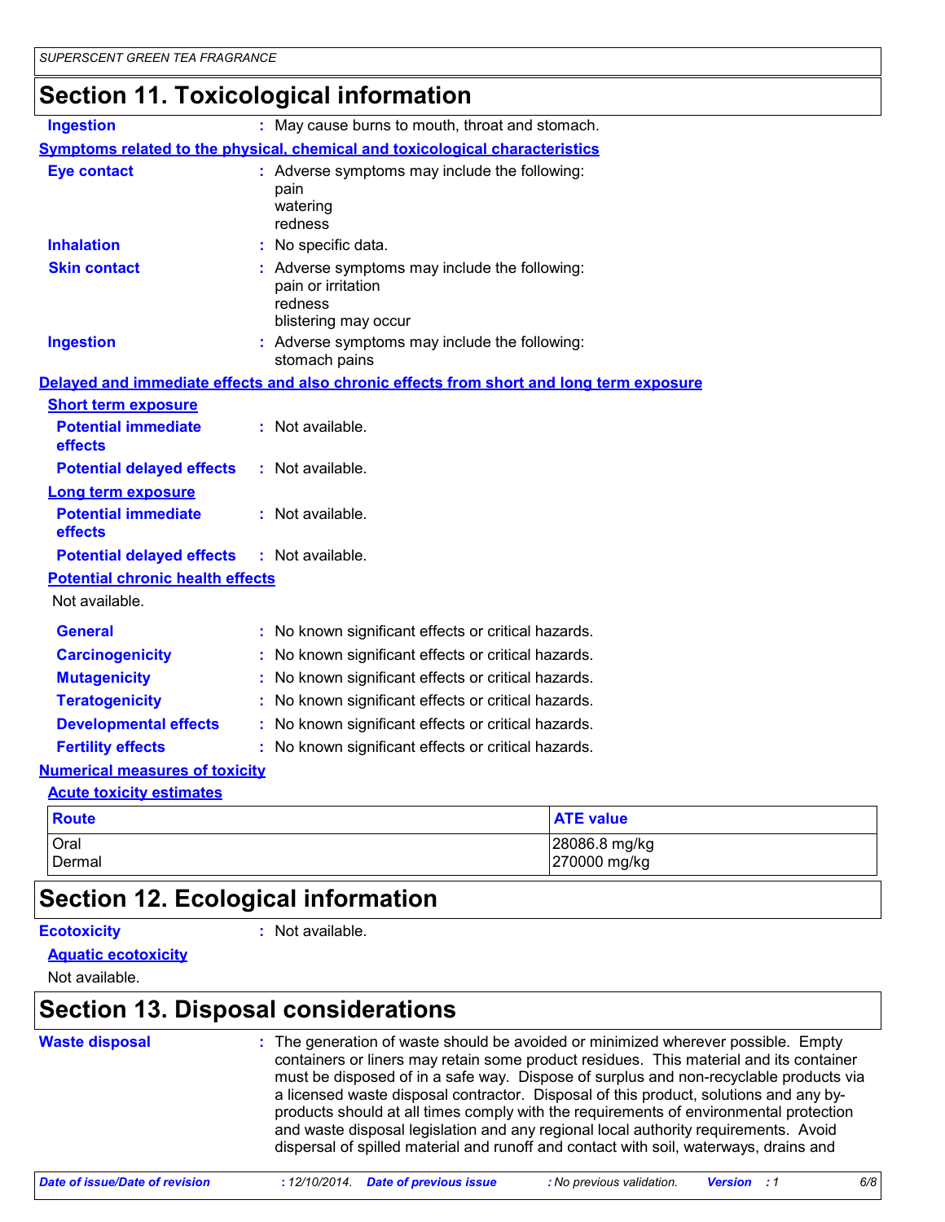## Section 11. Toxicological information

**Ingestion** : May cause burns to mouth, throat and stomach.

**Symptoms related to the physical, chemical and toxicological characteristics**

**Eye contact** : Adverse symptoms may include the following:
pain
watering
redness

**Inhalation** : No specific data.

**Skin contact** : Adverse symptoms may include the following:
pain or irritation
redness
blistering may occur

**Ingestion** : Adverse symptoms may include the following:
stomach pains

**Delayed and immediate effects and also chronic effects from short and long term exposure**

**Short term exposure**

**Potential immediate effects** : Not available.

**Potential delayed effects** : Not available.

**Long term exposure**

**Potential immediate effects** : Not available.

**Potential delayed effects** : Not available.

**Potential chronic health effects**

Not available.

**General** : No known significant effects or critical hazards.

**Carcinogenicity** : No known significant effects or critical hazards.

**Mutagenicity** : No known significant effects or critical hazards.

**Teratogenicity** : No known significant effects or critical hazards.

**Developmental effects** : No known significant effects or critical hazards.

**Fertility effects** : No known significant effects or critical hazards.

**Numerical measures of toxicity**

**Acute toxicity estimates**

| Route | ATE value |
|---|---|
| Oral | 28086.8 mg/kg |
| Dermal | 270000 mg/kg |

## Section 12. Ecological information

**Ecotoxicity** : Not available.

**Aquatic ecotoxicity**

Not available.

## Section 13. Disposal considerations

**Waste disposal** : The generation of waste should be avoided or minimized wherever possible. Empty containers or liners may retain some product residues. This material and its container must be disposed of in a safe way. Dispose of surplus and non-recyclable products via a licensed waste disposal contractor. Disposal of this product, solutions and any by-products should at all times comply with the requirements of environmental protection and waste disposal legislation and any regional local authority requirements. Avoid dispersal of spilled material and runoff and contact with soil, waterways, drains and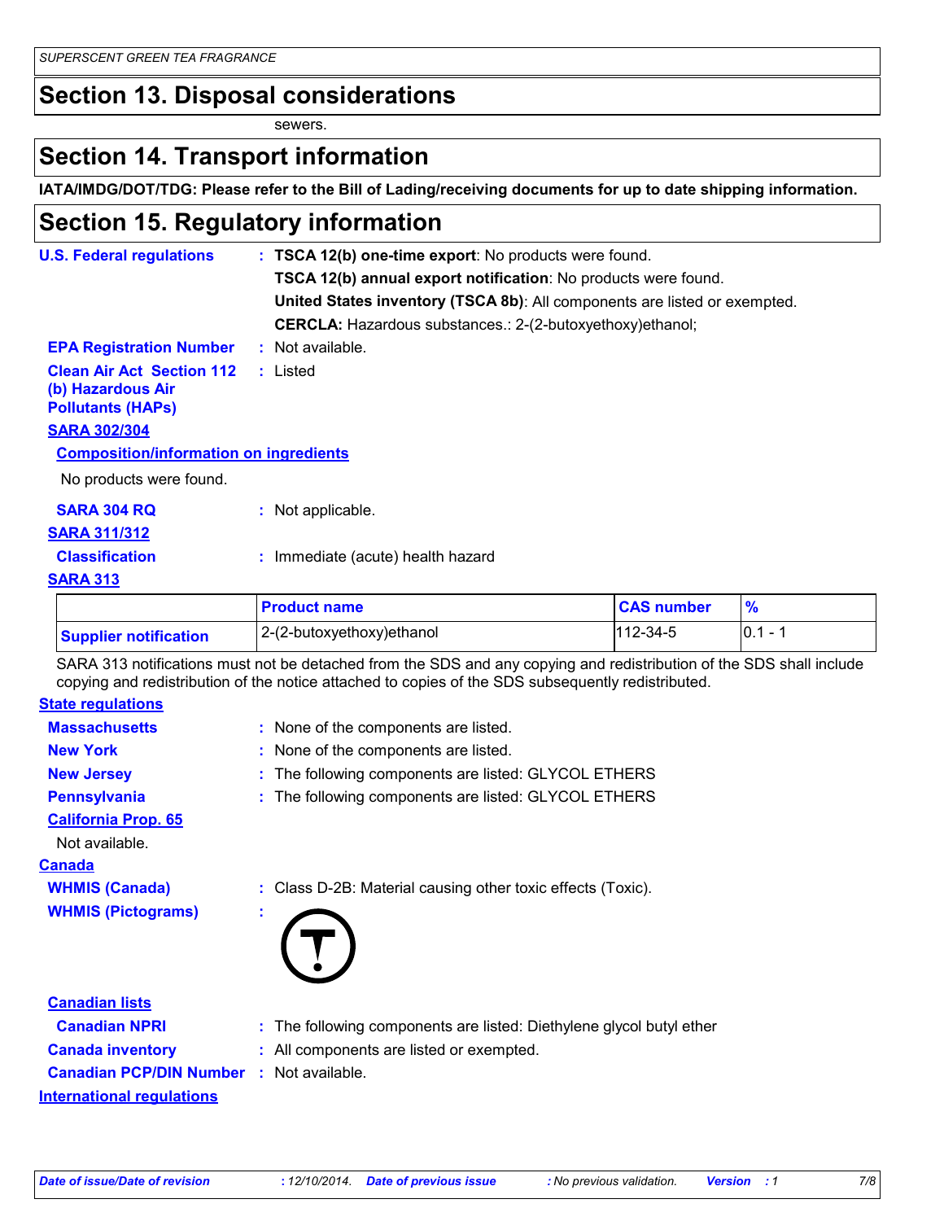## Section 13. Disposal considerations

sewers.

## Section 14. Transport information

**IATA/IMDG/DOT/TDG: Please refer to the Bill of Lading/receiving documents for up to date shipping information.**

## Section 15. Regulatory information

**U.S. Federal regulations** : **TSCA 12(b) one-time export**: No products were found.
**TSCA 12(b) annual export notification**: No products were found.
**United States inventory (TSCA 8b)**: All components are listed or exempted.
**CERCLA:** Hazardous substances.: 2-(2-butoxyethoxy)ethanol;

**EPA Registration Number** : Not available.

**Clean Air Act Section 112 (b) Hazardous Air Pollutants (HAPs)** : Listed

**SARA 302/304**

**Composition/information on ingredients**

No products were found.

**SARA 304 RQ** : Not applicable.

**SARA 311/312**

**Classification** : Immediate (acute) health hazard

**SARA 313**

| | Product name | CAS number | % |
|---|---|---|---|
| **Supplier notification** | 2-(2-butoxyethoxy)ethanol | 112-34-5 | 0.1 - 1 |

SARA 313 notifications must not be detached from the SDS and any copying and redistribution of the SDS shall include copying and redistribution of the notice attached to copies of the SDS subsequently redistributed.

**State regulations**

**Massachusetts** : None of the components are listed.

**New York** : None of the components are listed.

**New Jersey** : The following components are listed: GLYCOL ETHERS

**Pennsylvania** : The following components are listed: GLYCOL ETHERS

**California Prop. 65**

Not available.

**Canada**

**WHMIS (Canada)** : Class D-2B: Material causing other toxic effects (Toxic).

**WHMIS (Pictograms)** :

**Canadian lists**

**Canadian NPRI** : The following components are listed: Diethylene glycol butyl ether

**Canada inventory** : All components are listed or exempted.

**Canadian PCP/DIN Number** : Not available.

**International regulations**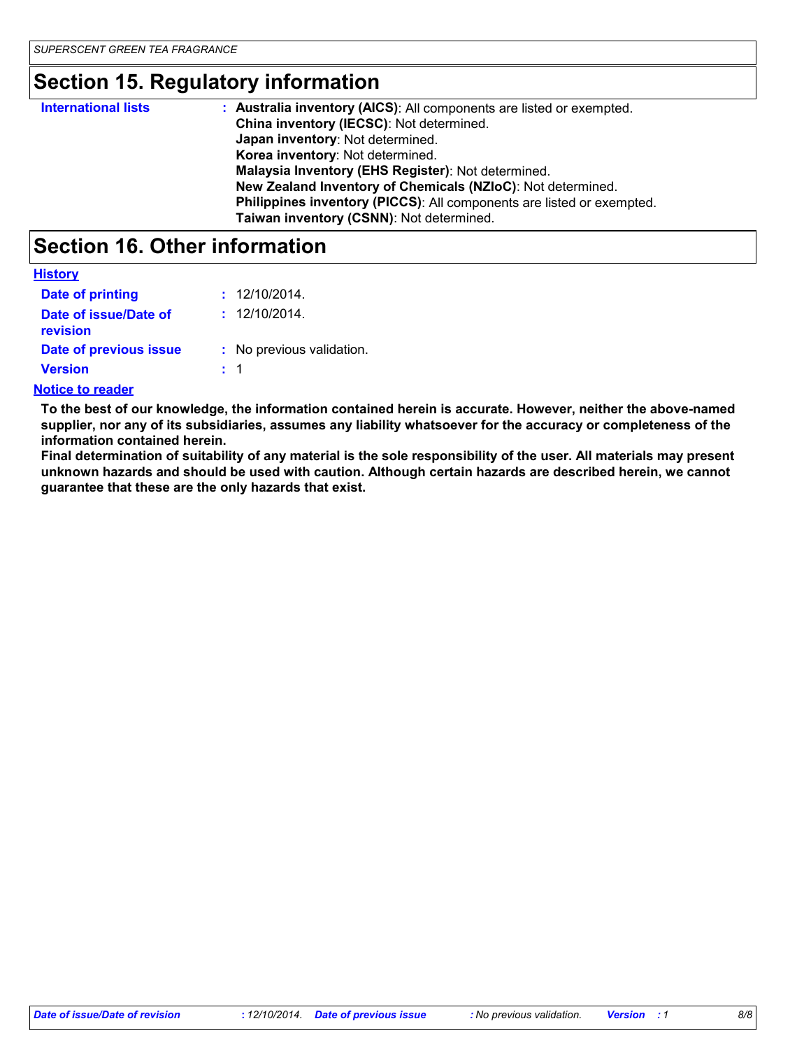## Section 15. Regulatory information

**International lists** : **Australia inventory (AICS)**: All components are listed or exempted.
**China inventory (IECSC)**: Not determined.
**Japan inventory**: Not determined.
**Korea inventory**: Not determined.
**Malaysia Inventory (EHS Register)**: Not determined.
**New Zealand Inventory of Chemicals (NZIoC)**: Not determined.
**Philippines inventory (PICCS)**: All components are listed or exempted.
**Taiwan inventory (CSNN)**: Not determined.

## Section 16. Other information

**History**

| | |
|---|---|
| **Date of printing** | : 12/10/2014. |
| **Date of issue/Date of revision** | : 12/10/2014. |
| **Date of previous issue** | : No previous validation. |
| **Version** | : 1 |

**Notice to reader**

**To the best of our knowledge, the information contained herein is accurate. However, neither the above-named supplier, nor any of its subsidiaries, assumes any liability whatsoever for the accuracy or completeness of the information contained herein.**

**Final determination of suitability of any material is the sole responsibility of the user. All materials may present unknown hazards and should be used with caution. Although certain hazards are described herein, we cannot guarantee that these are the only hazards that exist.**